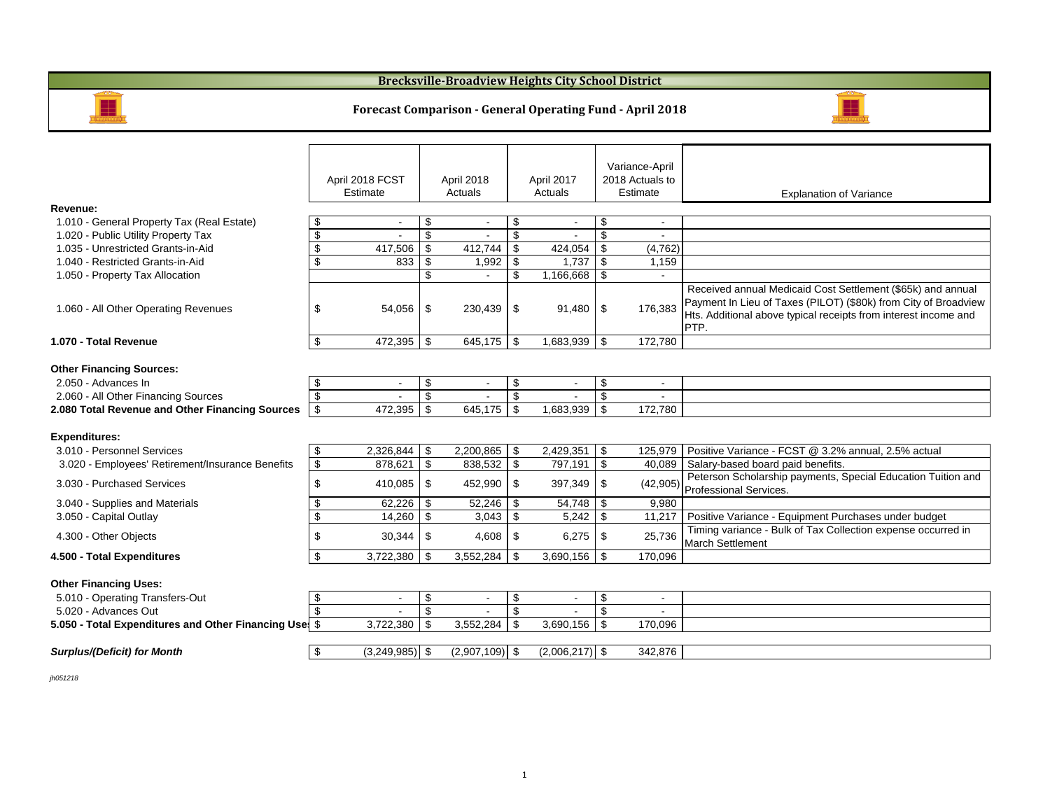# Brecksville-Broadview Heights City School District

## Forecast Comparison - General Operating Fund - April 2018

| | April 2018 FCST Estimate | April 2018 Actuals | April 2017 Actuals | Variance-April 2018 Actuals to Estimate | Explanation of Variance |
|---|---|---|---|---|---|
| **Revenue:** | | | | | |
| 1.010 - General Property Tax (Real Estate) | $ - | $ - | $ - | $ - | |
| 1.020 - Public Utility Property Tax | $ - | $ - | $ - | $ - | |
| 1.035 - Unrestricted Grants-in-Aid | $ 417,506 | $ 412,744 | $ 424,054 | $ (4,762) | |
| 1.040 - Restricted Grants-in-Aid | $ 833 | $ 1,992 | $ 1,737 | $ 1,159 | |
| 1.050 - Property Tax Allocation | | $ - | $ 1,166,668 | $ - | |
| 1.060 - All Other Operating Revenues | $ 54,056 | $ 230,439 | $ 91,480 | $ 176,383 | Received annual Medicaid Cost Settlement ($65k) and annual Payment In Lieu of Taxes (PILOT) ($80k) from City of Broadview Hts. Additional above typical receipts from interest income and PTP. |
| **1.070 - Total Revenue** | $ 472,395 | $ 645,175 | $ 1,683,939 | $ 172,780 | |
| **Other Financing Sources:** | | | | | |
| 2.050 - Advances In | $ - | $ - | $ - | $ - | |
| 2.060 - All Other Financing Sources | $ - | $ - | $ - | $ - | |
| **2.080 Total Revenue and Other Financing Sources** | $ 472,395 | $ 645,175 | $ 1,683,939 | $ 172,780 | |
| **Expenditures:** | | | | | |
| 3.010 - Personnel Services | $ 2,326,844 | $ 2,200,865 | $ 2,429,351 | $ 125,979 | Positive Variance - FCST @ 3.2% annual, 2.5% actual |
| 3.020 - Employees' Retirement/Insurance Benefits | $ 878,621 | $ 838,532 | $ 797,191 | $ 40,089 | Salary-based board paid benefits. |
| 3.030 - Purchased Services | $ 410,085 | $ 452,990 | $ 397,349 | $ (42,905) | Peterson Scholarship payments, Special Education Tuition and Professional Services. |
| 3.040 - Supplies and Materials | $ 62,226 | $ 52,246 | $ 54,748 | $ 9,980 | |
| 3.050 - Capital Outlay | $ 14,260 | $ 3,043 | $ 5,242 | $ 11,217 | Positive Variance - Equipment Purchases under budget |
| 4.300 - Other Objects | $ 30,344 | $ 4,608 | $ 6,275 | $ 25,736 | Timing variance - Bulk of Tax Collection expense occurred in March Settlement |
| **4.500 - Total Expenditures** | $ 3,722,380 | $ 3,552,284 | $ 3,690,156 | $ 170,096 | |
| **Other Financing Uses:** | | | | | |
| 5.010 - Operating Transfers-Out | $ - | $ - | $ - | $ - | |
| 5.020 - Advances Out | $ - | $ - | $ - | $ - | |
| **5.050 - Total Expenditures and Other Financing Uses** | $ 3,722,380 | $ 3,552,284 | $ 3,690,156 | $ 170,096 | |
| ***Surplus/(Deficit) for Month*** | $ (3,249,985) | $ (2,907,109) | $ (2,006,217) | $ 342,876 | |

*jh051218*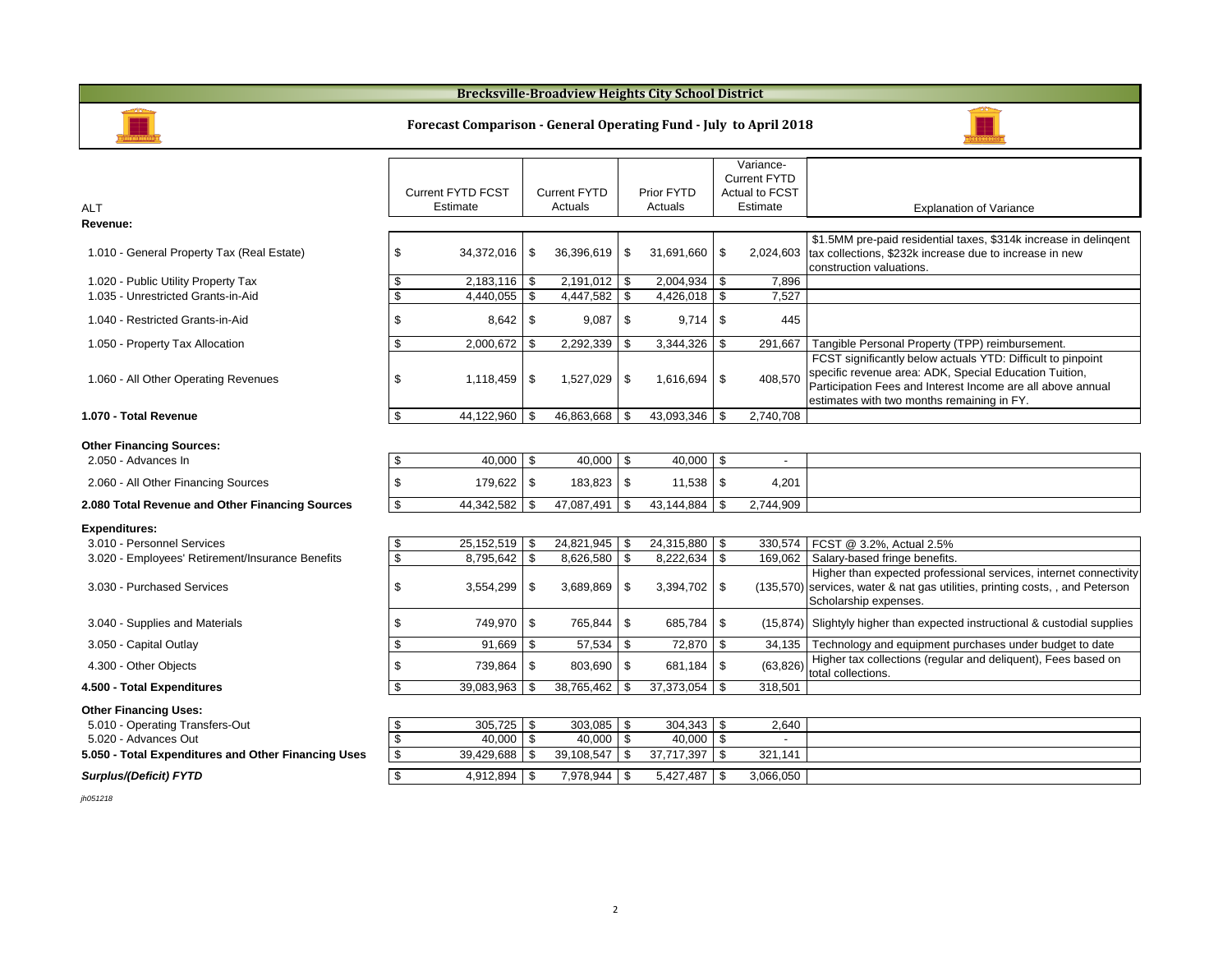# Brecksville-Broadview Heights City School District

## Forecast Comparison - General Operating Fund - July to April 2018

| ALT | Current FYTD FCST Estimate | Current FYTD Actuals | Prior FYTD Actuals | Variance- Current FYTD Actual to FCST Estimate | Explanation of Variance |
|---|---|---|---|---|---|
| **Revenue:** | | | | | |
| 1.010 - General Property Tax (Real Estate) | $ 34,372,016 | $ 36,396,619 | $ 31,691,660 | $ 2,024,603 | $1.5MM pre-paid residential taxes, $314k increase in delinqent tax collections, $232k increase due to increase in new construction valuations. |
| 1.020 - Public Utility Property Tax | $ 2,183,116 | $ 2,191,012 | $ 2,004,934 | $ 7,896 | |
| 1.035 - Unrestricted Grants-in-Aid | $ 4,440,055 | $ 4,447,582 | $ 4,426,018 | $ 7,527 | |
| 1.040 - Restricted Grants-in-Aid | $ 8,642 | $ 9,087 | $ 9,714 | $ 445 | |
| 1.050 - Property Tax Allocation | $ 2,000,672 | $ 2,292,339 | $ 3,344,326 | $ 291,667 | Tangible Personal Property (TPP) reimbursement. |
| 1.060 - All Other Operating Revenues | $ 1,118,459 | $ 1,527,029 | $ 1,616,694 | $ 408,570 | FCST significantly below actuals YTD: Difficult to pinpoint specific revenue area: ADK, Special Education Tuition, Participation Fees and Interest Income are all above annual estimates with two months remaining in FY. |
| **1.070 - Total Revenue** | $ 44,122,960 | $ 46,863,668 | $ 43,093,346 | $ 2,740,708 | |
| **Other Financing Sources:** | | | | | |
| 2.050 - Advances In | $ 40,000 | $ 40,000 | $ 40,000 | $ - | |
| 2.060 - All Other Financing Sources | $ 179,622 | $ 183,823 | $ 11,538 | $ 4,201 | |
| **2.080 Total Revenue and Other Financing Sources** | $ 44,342,582 | $ 47,087,491 | $ 43,144,884 | $ 2,744,909 | |
| **Expenditures:** | | | | | |
| 3.010 - Personnel Services | $ 25,152,519 | $ 24,821,945 | $ 24,315,880 | $ 330,574 | FCST @ 3.2%, Actual 2.5% |
| 3.020 - Employees' Retirement/Insurance Benefits | $ 8,795,642 | $ 8,626,580 | $ 8,222,634 | $ 169,062 | Salary-based fringe benefits. |
| 3.030 - Purchased Services | $ 3,554,299 | $ 3,689,869 | $ 3,394,702 | $ (135,570) | Higher than expected professional services, internet connectivity services, water & nat gas utilities, printing costs, , and Peterson Scholarship expenses. |
| 3.040 - Supplies and Materials | $ 749,970 | $ 765,844 | $ 685,784 | $ (15,874) | Slightyly higher than expected instructional & custodial supplies |
| 3.050 - Capital Outlay | $ 91,669 | $ 57,534 | $ 72,870 | $ 34,135 | Technology and equipment purchases under budget to date |
| 4.300 - Other Objects | $ 739,864 | $ 803,690 | $ 681,184 | $ (63,826) | Higher tax collections (regular and deliquent), Fees based on total collections. |
| **4.500 - Total Expenditures** | $ 39,083,963 | $ 38,765,462 | $ 37,373,054 | $ 318,501 | |
| **Other Financing Uses:** | | | | | |
| 5.010 - Operating Transfers-Out | $ 305,725 | $ 303,085 | $ 304,343 | $ 2,640 | |
| 5.020 - Advances Out | $ 40,000 | $ 40,000 | $ 40,000 | $ - | |
| **5.050 - Total Expenditures and Other Financing Uses** | $ 39,429,688 | $ 39,108,547 | $ 37,717,397 | $ 321,141 | |
| ***Surplus/(Deficit) FYTD*** | $ 4,912,894 | $ 7,978,944 | $ 5,427,487 | $ 3,066,050 | |

*jh051218*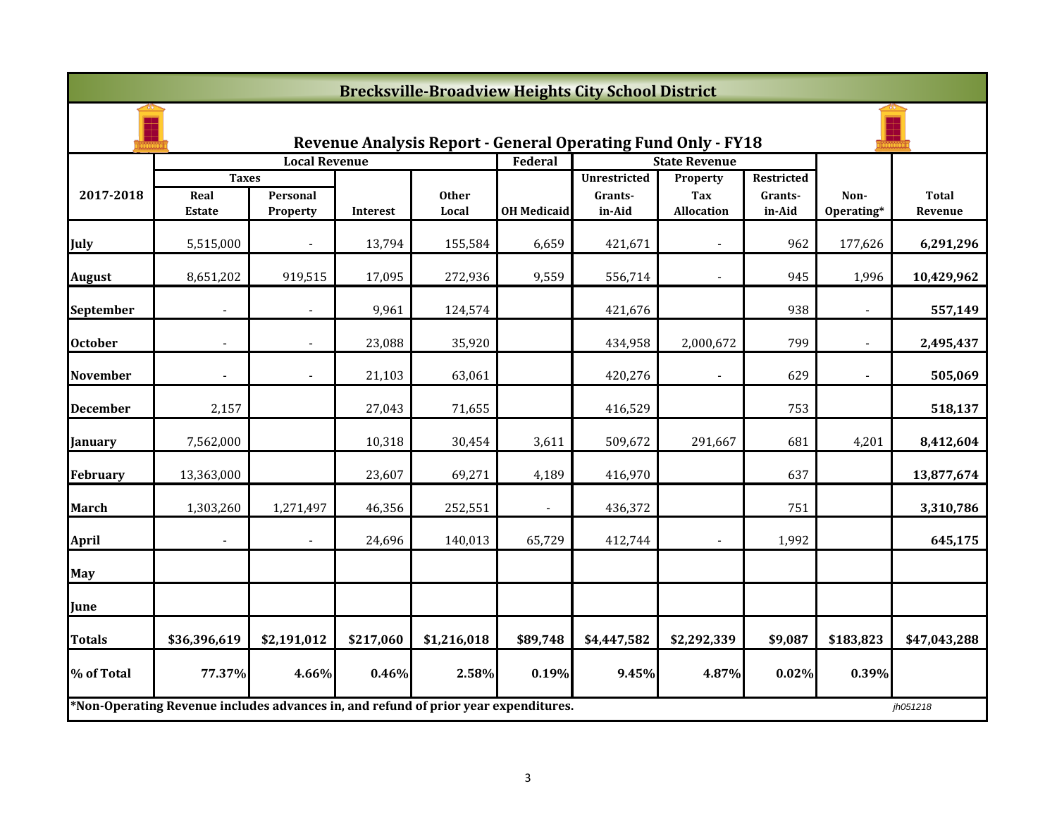# Brecksville-Broadview Heights City School District

## Revenue Analysis Report - General Operating Fund Only - FY18

| 2017-2018 | Local Revenue | | | | Federal | State Revenue | | | | |
|---|---|---|---|---|---|---|---|---|---|---|
| | Taxes | | | | | Unrestricted | Property | Restricted | | |
| | Real Estate | Personal Property | Interest | Other Local | OH Medicaid | Grants-in-Aid | Tax Allocation | Grants-in-Aid | Non-Operating* | Total Revenue |
| July | 5,515,000 | - | 13,794 | 155,584 | 6,659 | 421,671 | - | 962 | 177,626 | **6,291,296** |
| August | 8,651,202 | 919,515 | 17,095 | 272,936 | 9,559 | 556,714 | - | 945 | 1,996 | **10,429,962** |
| September | - | - | 9,961 | 124,574 | | 421,676 | | 938 | - | **557,149** |
| October | - | - | 23,088 | 35,920 | | 434,958 | 2,000,672 | 799 | - | **2,495,437** |
| November | - | - | 21,103 | 63,061 | | 420,276 | - | 629 | - | **505,069** |
| December | 2,157 | | 27,043 | 71,655 | | 416,529 | | 753 | | **518,137** |
| January | 7,562,000 | | 10,318 | 30,454 | 3,611 | 509,672 | 291,667 | 681 | 4,201 | **8,412,604** |
| February | 13,363,000 | | 23,607 | 69,271 | 4,189 | 416,970 | | 637 | | **13,877,674** |
| March | 1,303,260 | 1,271,497 | 46,356 | 252,551 | - | 436,372 | | 751 | | **3,310,786** |
| April | - | - | 24,696 | 140,013 | 65,729 | 412,744 | - | 1,992 | | **645,175** |
| May | | | | | | | | | | |
| June | | | | | | | | | | |
| **Totals** | **$36,396,619** | **$2,191,012** | **$217,060** | **$1,216,018** | **$89,748** | **$4,447,582** | **$2,292,339** | **$9,087** | **$183,823** | **$47,043,288** |
| **% of Total** | **77.37%** | **4.66%** | **0.46%** | **2.58%** | **0.19%** | **9.45%** | **4.87%** | **0.02%** | **0.39%** | |

**\*Non-Operating Revenue includes advances in, and refund of prior year expenditures.**

*jh051218*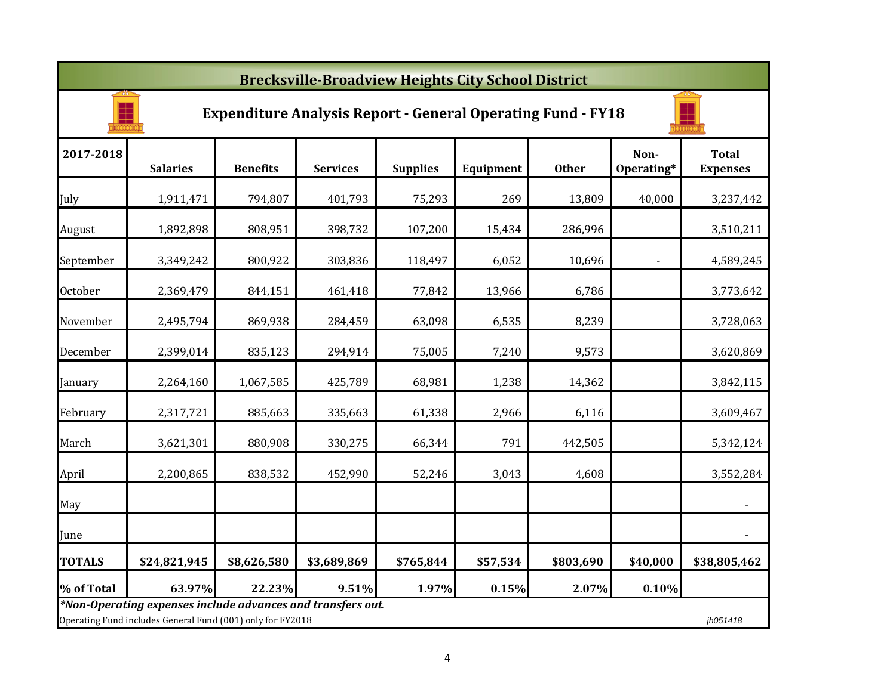# Brecksville-Broadview Heights City School District

## Expenditure Analysis Report - General Operating Fund - FY18

| 2017-2018 | Salaries | Benefits | Services | Supplies | Equipment | Other | Non-Operating* | Total Expenses |
|---|---|---|---|---|---|---|---|---|
| July | 1,911,471 | 794,807 | 401,793 | 75,293 | 269 | 13,809 | 40,000 | 3,237,442 |
| August | 1,892,898 | 808,951 | 398,732 | 107,200 | 15,434 | 286,996 | | 3,510,211 |
| September | 3,349,242 | 800,922 | 303,836 | 118,497 | 6,052 | 10,696 | - | 4,589,245 |
| October | 2,369,479 | 844,151 | 461,418 | 77,842 | 13,966 | 6,786 | | 3,773,642 |
| November | 2,495,794 | 869,938 | 284,459 | 63,098 | 6,535 | 8,239 | | 3,728,063 |
| December | 2,399,014 | 835,123 | 294,914 | 75,005 | 7,240 | 9,573 | | 3,620,869 |
| January | 2,264,160 | 1,067,585 | 425,789 | 68,981 | 1,238 | 14,362 | | 3,842,115 |
| February | 2,317,721 | 885,663 | 335,663 | 61,338 | 2,966 | 6,116 | | 3,609,467 |
| March | 3,621,301 | 880,908 | 330,275 | 66,344 | 791 | 442,505 | | 5,342,124 |
| April | 2,200,865 | 838,532 | 452,990 | 52,246 | 3,043 | 4,608 | | 3,552,284 |
| May | | | | | | | | - |
| June | | | | | | | | - |
| **TOTALS** | **$24,821,945** | **$8,626,580** | **$3,689,869** | **$765,844** | **$57,534** | **$803,690** | **$40,000** | **$38,805,462** |
| **% of Total** | **63.97%** | **22.23%** | **9.51%** | **1.97%** | **0.15%** | **2.07%** | **0.10%** | |

***Non-Operating expenses include advances and transfers out.***

Operating Fund includes General Fund (001) only for FY2018

*jh051418*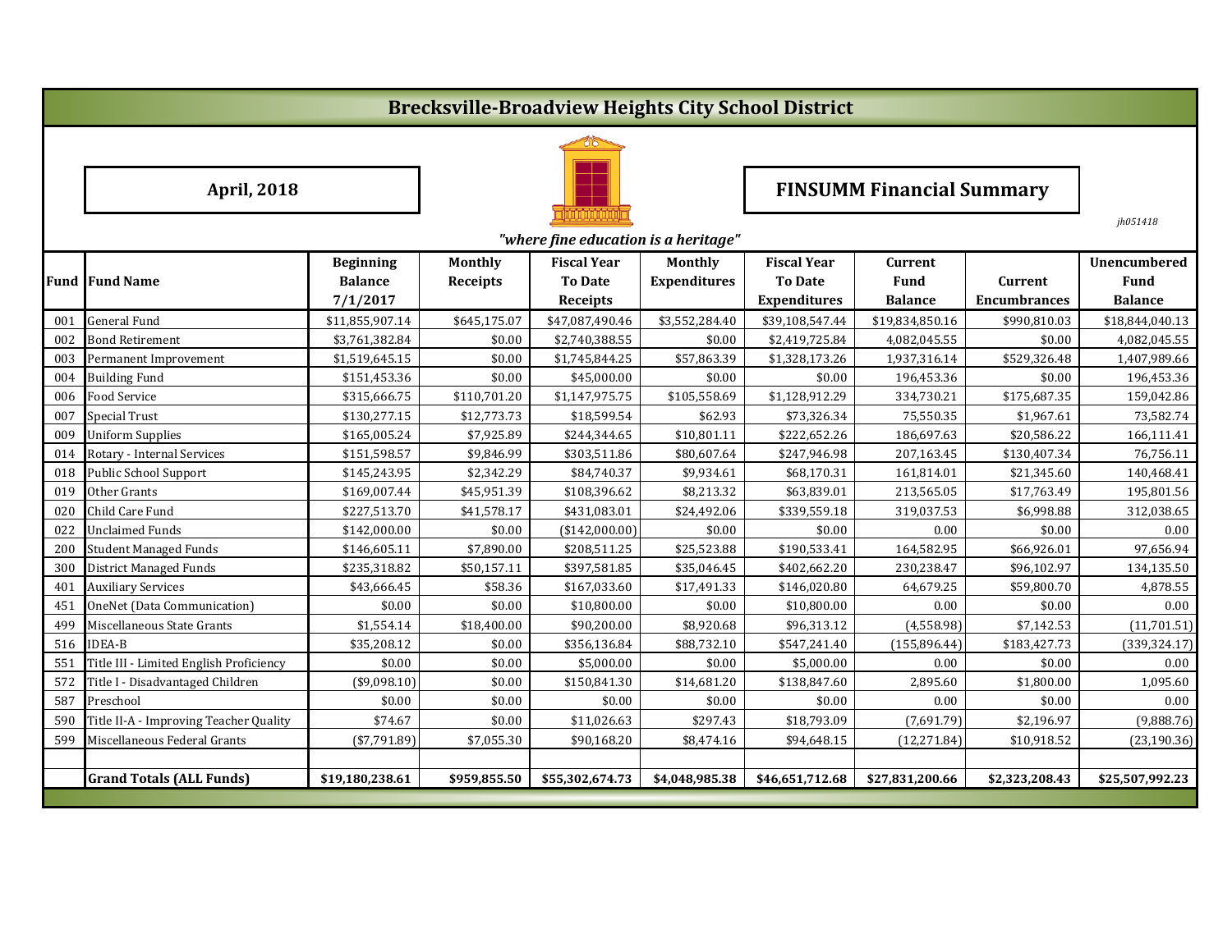# Brecksville-Broadview Heights City School District

**April, 2018**

**FINSUMM Financial Summary**

*jh051418*

*"where fine education is a heritage"*

| Fund | Fund Name | Beginning Balance 7/1/2017 | Monthly Receipts | Fiscal Year To Date Receipts | Monthly Expenditures | Fiscal Year To Date Expenditures | Current Fund Balance | Current Encumbrances | Unencumbered Fund Balance |
|---|---|---|---|---|---|---|---|---|---|
| 001 | General Fund | $11,855,907.14 | $645,175.07 | $47,087,490.46 | $3,552,284.40 | $39,108,547.44 | $19,834,850.16 | $990,810.03 | $18,844,040.13 |
| 002 | Bond Retirement | $3,761,382.84 | $0.00 | $2,740,388.55 | $0.00 | $2,419,725.84 | 4,082,045.55 | $0.00 | 4,082,045.55 |
| 003 | Permanent Improvement | $1,519,645.15 | $0.00 | $1,745,844.25 | $57,863.39 | $1,328,173.26 | 1,937,316.14 | $529,326.48 | 1,407,989.66 |
| 004 | Building Fund | $151,453.36 | $0.00 | $45,000.00 | $0.00 | $0.00 | 196,453.36 | $0.00 | 196,453.36 |
| 006 | Food Service | $315,666.75 | $110,701.20 | $1,147,975.75 | $105,558.69 | $1,128,912.29 | 334,730.21 | $175,687.35 | 159,042.86 |
| 007 | Special Trust | $130,277.15 | $12,773.73 | $18,599.54 | $62.93 | $73,326.34 | 75,550.35 | $1,967.61 | 73,582.74 |
| 009 | Uniform Supplies | $165,005.24 | $7,925.89 | $244,344.65 | $10,801.11 | $222,652.26 | 186,697.63 | $20,586.22 | 166,111.41 |
| 014 | Rotary - Internal Services | $151,598.57 | $9,846.99 | $303,511.86 | $80,607.64 | $247,946.98 | 207,163.45 | $130,407.34 | 76,756.11 |
| 018 | Public School Support | $145,243.95 | $2,342.29 | $84,740.37 | $9,934.61 | $68,170.31 | 161,814.01 | $21,345.60 | 140,468.41 |
| 019 | Other Grants | $169,007.44 | $45,951.39 | $108,396.62 | $8,213.32 | $63,839.01 | 213,565.05 | $17,763.49 | 195,801.56 |
| 020 | Child Care Fund | $227,513.70 | $41,578.17 | $431,083.01 | $24,492.06 | $339,559.18 | 319,037.53 | $6,998.88 | 312,038.65 |
| 022 | Unclaimed Funds | $142,000.00 | $0.00 | ($142,000.00) | $0.00 | $0.00 | 0.00 | $0.00 | 0.00 |
| 200 | Student Managed Funds | $146,605.11 | $7,890.00 | $208,511.25 | $25,523.88 | $190,533.41 | 164,582.95 | $66,926.01 | 97,656.94 |
| 300 | District Managed Funds | $235,318.82 | $50,157.11 | $397,581.85 | $35,046.45 | $402,662.20 | 230,238.47 | $96,102.97 | 134,135.50 |
| 401 | Auxiliary Services | $43,666.45 | $58.36 | $167,033.60 | $17,491.33 | $146,020.80 | 64,679.25 | $59,800.70 | 4,878.55 |
| 451 | OneNet (Data Communication) | $0.00 | $0.00 | $10,800.00 | $0.00 | $10,800.00 | 0.00 | $0.00 | 0.00 |
| 499 | Miscellaneous State Grants | $1,554.14 | $18,400.00 | $90,200.00 | $8,920.68 | $96,313.12 | (4,558.98) | $7,142.53 | (11,701.51) |
| 516 | IDEA-B | $35,208.12 | $0.00 | $356,136.84 | $88,732.10 | $547,241.40 | (155,896.44) | $183,427.73 | (339,324.17) |
| 551 | Title III - Limited English Proficiency | $0.00 | $0.00 | $5,000.00 | $0.00 | $5,000.00 | 0.00 | $0.00 | 0.00 |
| 572 | Title I - Disadvantaged Children | ($9,098.10) | $0.00 | $150,841.30 | $14,681.20 | $138,847.60 | 2,895.60 | $1,800.00 | 1,095.60 |
| 587 | Preschool | $0.00 | $0.00 | $0.00 | $0.00 | $0.00 | 0.00 | $0.00 | 0.00 |
| 590 | Title II-A - Improving Teacher Quality | $74.67 | $0.00 | $11,026.63 | $297.43 | $18,793.09 | (7,691.79) | $2,196.97 | (9,888.76) |
| 599 | Miscellaneous Federal Grants | ($7,791.89) | $7,055.30 | $90,168.20 | $8,474.16 | $94,648.15 | (12,271.84) | $10,918.52 | (23,190.36) |
| | | | | | | | | | |
| | **Grand Totals (ALL Funds)** | **$19,180,238.61** | **$959,855.50** | **$55,302,674.73** | **$4,048,985.38** | **$46,651,712.68** | **$27,831,200.66** | **$2,323,208.43** | **$25,507,992.23** |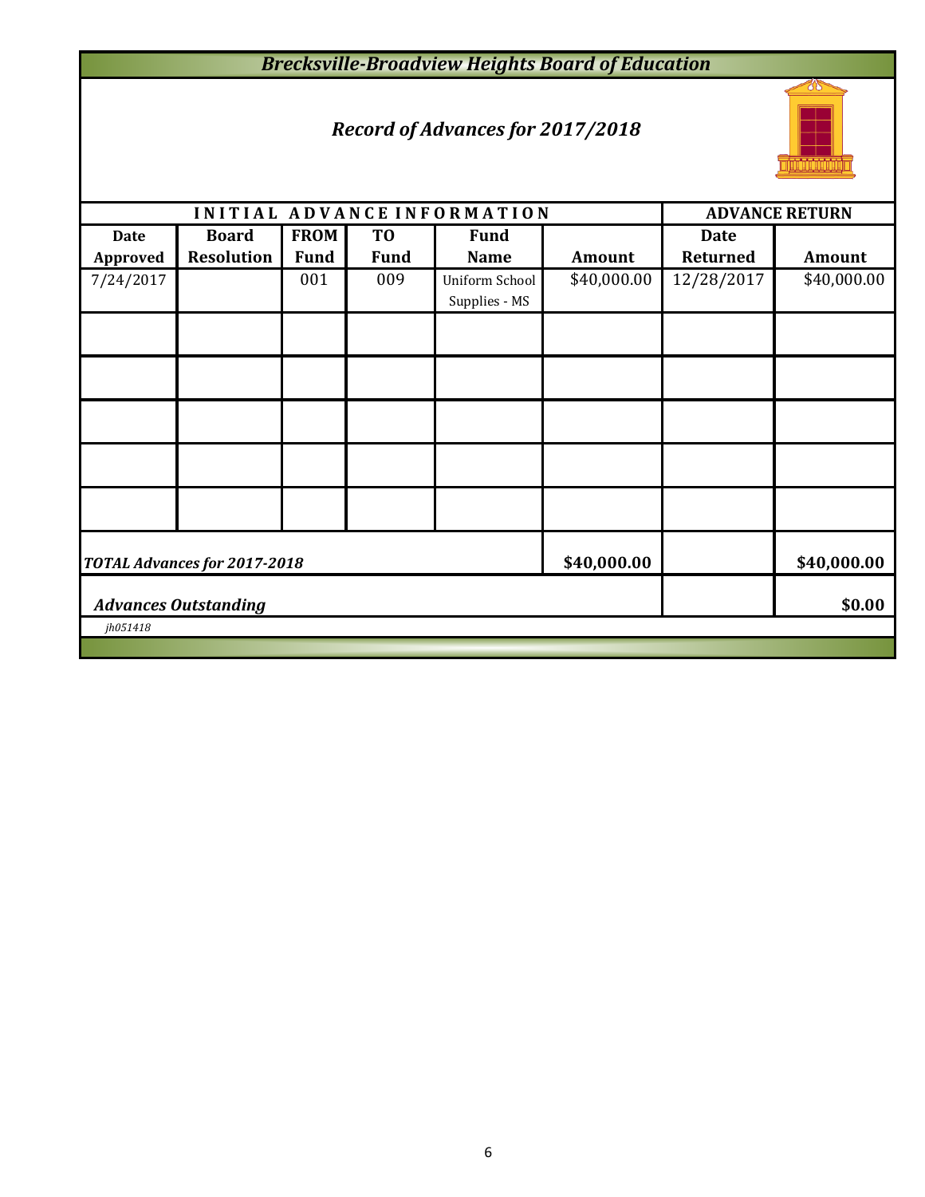# Brecksville-Broadview Heights Board of Education

## *Record of Advances for 2017/2018*

| INITIAL ADVANCE INFORMATION | | | | | | ADVANCE RETURN | |
|---|---|---|---|---|---|---|---|
| Date Approved | Board Resolution | FROM Fund | TO Fund | Fund Name | Amount | Date Returned | Amount |
| 7/24/2017 | | 001 | 009 | Uniform School Supplies - MS | $40,000.00 | 12/28/2017 | $40,000.00 |
| | | | | | | | |
| | | | | | | | |
| | | | | | | | |
| | | | | | | | |
| | | | | | | | |
| ***TOTAL Advances for 2017-2018*** | | | | | **$40,000.00** | | **$40,000.00** |
| ***Advances Outstanding*** | | | | | | | **$0.00** |

*jh051418*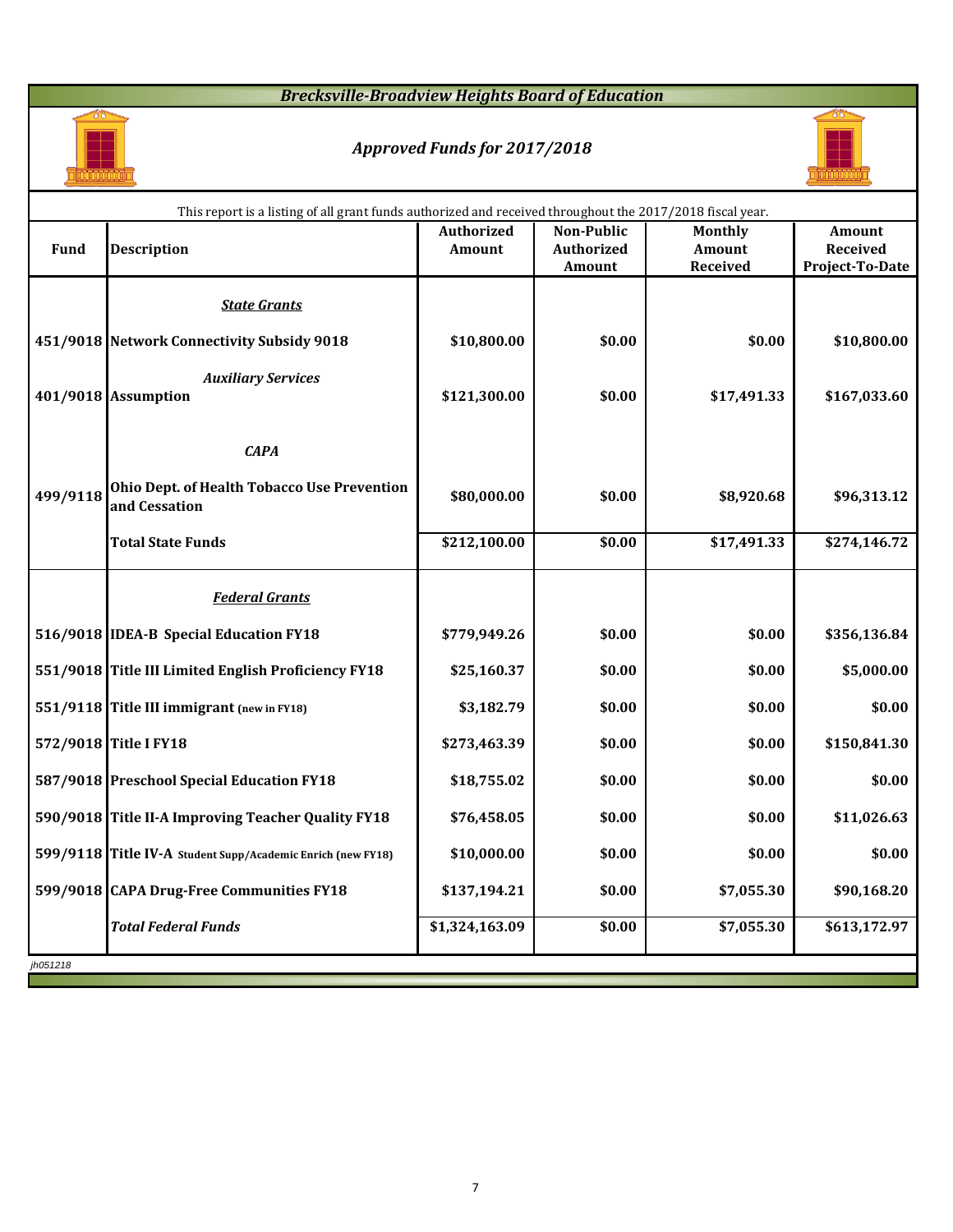## Brecksville-Broadview Heights Board of Education

### Approved Funds for 2017/2018

This report is a listing of all grant funds authorized and received throughout the 2017/2018 fiscal year.

| Fund | Description | Authorized Amount | Non-Public Authorized Amount | Monthly Amount Received | Amount Received Project-To-Date |
|---|---|---|---|---|---|
| | ***State Grants*** | | | | |
| 451/9018 | **Network Connectivity Subsidy 9018** | **$10,800.00** | **$0.00** | **$0.00** | **$10,800.00** |
| | ***Auxiliary Services*** | | | | |
| 401/9018 | **Assumption** | **$121,300.00** | **$0.00** | **$17,491.33** | **$167,033.60** |
| | ***CAPA*** | | | | |
| 499/9118 | **Ohio Dept. of Health Tobacco Use Prevention and Cessation** | **$80,000.00** | **$0.00** | **$8,920.68** | **$96,313.12** |
| | **Total State Funds** | **$212,100.00** | **$0.00** | **$17,491.33** | **$274,146.72** |
| | ***Federal Grants*** | | | | |
| 516/9018 | **IDEA-B Special Education FY18** | **$779,949.26** | **$0.00** | **$0.00** | **$356,136.84** |
| 551/9018 | **Title III Limited English Proficiency FY18** | **$25,160.37** | **$0.00** | **$0.00** | **$5,000.00** |
| 551/9118 | **Title III immigrant (new in FY18)** | **$3,182.79** | **$0.00** | **$0.00** | **$0.00** |
| 572/9018 | **Title I FY18** | **$273,463.39** | **$0.00** | **$0.00** | **$150,841.30** |
| 587/9018 | **Preschool Special Education FY18** | **$18,755.02** | **$0.00** | **$0.00** | **$0.00** |
| 590/9018 | **Title II-A Improving Teacher Quality FY18** | **$76,458.05** | **$0.00** | **$0.00** | **$11,026.63** |
| 599/9118 | **Title IV-A Student Supp/Academic Enrich (new FY18)** | **$10,000.00** | **$0.00** | **$0.00** | **$0.00** |
| 599/9018 | **CAPA Drug-Free Communities FY18** | **$137,194.21** | **$0.00** | **$7,055.30** | **$90,168.20** |
| | ***Total Federal Funds*** | **$1,324,163.09** | **$0.00** | **$7,055.30** | **$613,172.97** |

jh051218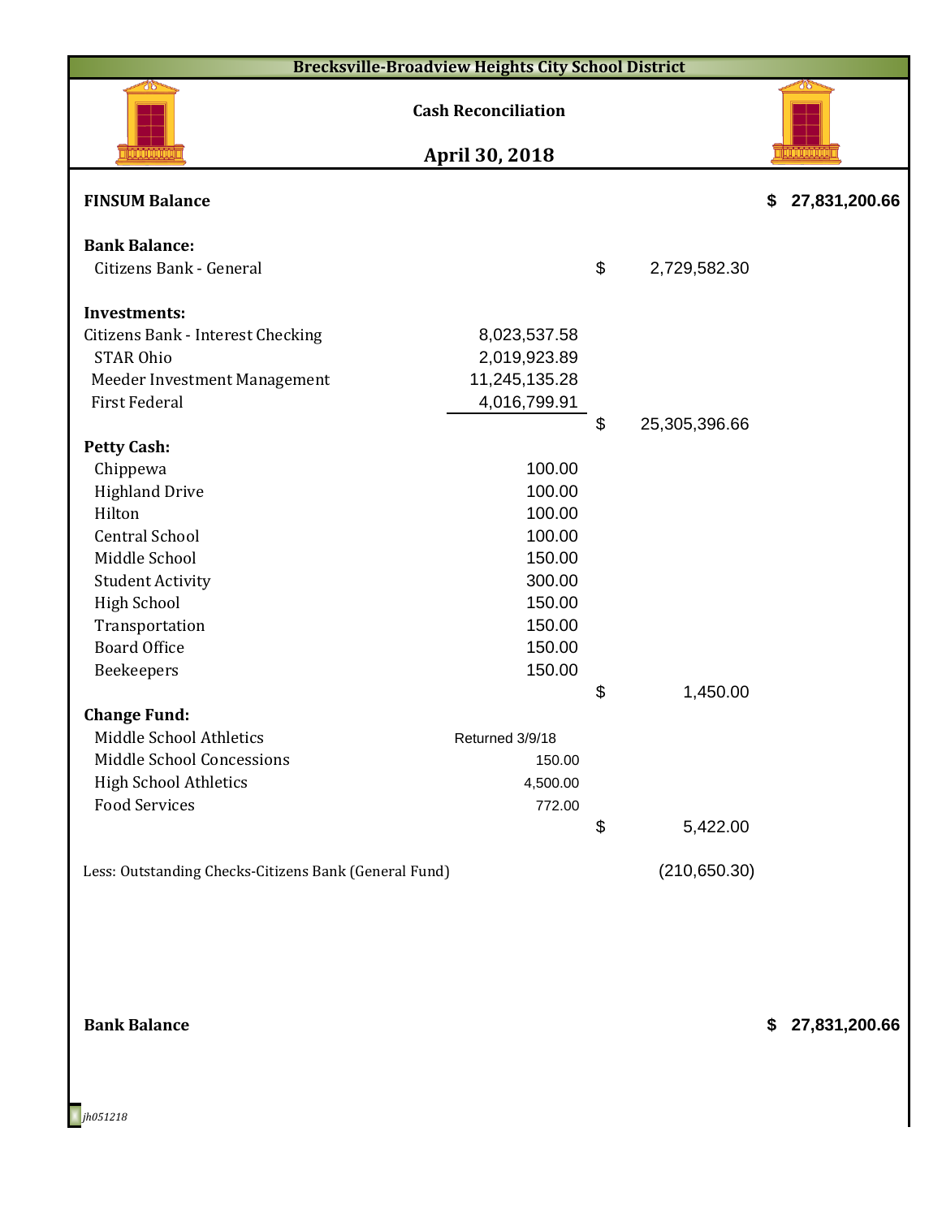# Brecksville-Broadview Heights City School District

## Cash Reconciliation

## April 30, 2018

| | | | |
|---|---|---|---|
| **FINSUM Balance** | | | **$ 27,831,200.66** |
| | | | |
| **Bank Balance:** | | | |
| Citizens Bank - General | | $ 2,729,582.30 | |
| | | | |
| **Investments:** | | | |
| Citizens Bank - Interest Checking | 8,023,537.58 | | |
| STAR Ohio | 2,019,923.89 | | |
| Meeder Investment Management | 11,245,135.28 | | |
| First Federal | 4,016,799.91 | | |
| | | $ 25,305,396.66 | |
| **Petty Cash:** | | | |
| Chippewa | 100.00 | | |
| Highland Drive | 100.00 | | |
| Hilton | 100.00 | | |
| Central School | 100.00 | | |
| Middle School | 150.00 | | |
| Student Activity | 300.00 | | |
| High School | 150.00 | | |
| Transportation | 150.00 | | |
| Board Office | 150.00 | | |
| Beekeepers | 150.00 | | |
| | | $ 1,450.00 | |
| **Change Fund:** | | | |
| Middle School Athletics | Returned 3/9/18 | | |
| Middle School Concessions | 150.00 | | |
| High School Athletics | 4,500.00 | | |
| Food Services | 772.00 | | |
| | | $ 5,422.00 | |
| | | | |
| Less: Outstanding Checks-Citizens Bank (General Fund) | | (210,650.30) | |
| | | | |
| **Bank Balance** | | | **$ 27,831,200.66** |

*jh051218*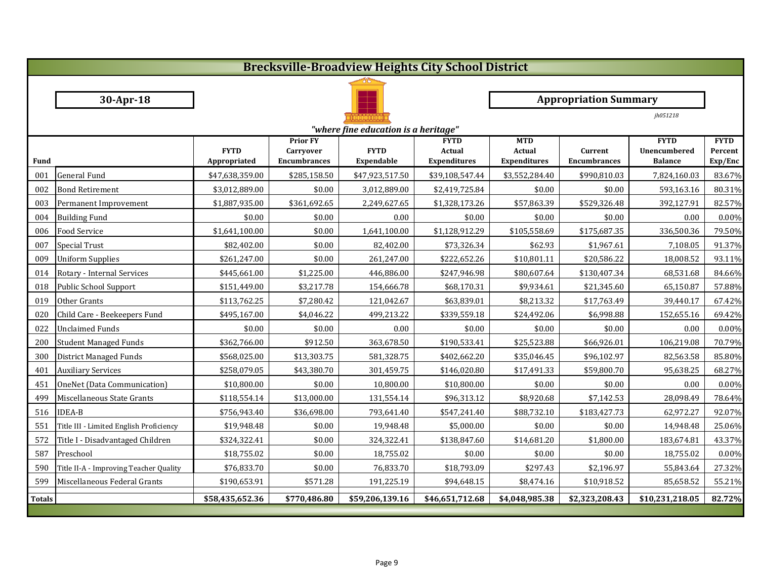# Brecksville-Broadview Heights City School District

**30-Apr-18**

**Appropriation Summary**

*jh051218*

*"where fine education is a heritage"*

| Fund | | FYTD Appropriated | Prior FY Carryover Encumbrances | FYTD Expendable | FYTD Actual Expenditures | MTD Actual Expenditures | Current Encumbrances | FYTD Unencumbered Balance | FYTD Percent Exp/Enc |
|---|---|---|---|---|---|---|---|---|---|
| 001 | General Fund | $47,638,359.00 | $285,158.50 | $47,923,517.50 | $39,108,547.44 | $3,552,284.40 | $990,810.03 | 7,824,160.03 | 83.67% |
| 002 | Bond Retirement | $3,012,889.00 | $0.00 | 3,012,889.00 | $2,419,725.84 | $0.00 | $0.00 | 593,163.16 | 80.31% |
| 003 | Permanent Improvement | $1,887,935.00 | $361,692.65 | 2,249,627.65 | $1,328,173.26 | $57,863.39 | $529,326.48 | 392,127.91 | 82.57% |
| 004 | Building Fund | $0.00 | $0.00 | 0.00 | $0.00 | $0.00 | $0.00 | 0.00 | 0.00% |
| 006 | Food Service | $1,641,100.00 | $0.00 | 1,641,100.00 | $1,128,912.29 | $105,558.69 | $175,687.35 | 336,500.36 | 79.50% |
| 007 | Special Trust | $82,402.00 | $0.00 | 82,402.00 | $73,326.34 | $62.93 | $1,967.61 | 7,108.05 | 91.37% |
| 009 | Uniform Supplies | $261,247.00 | $0.00 | 261,247.00 | $222,652.26 | $10,801.11 | $20,586.22 | 18,008.52 | 93.11% |
| 014 | Rotary - Internal Services | $445,661.00 | $1,225.00 | 446,886.00 | $247,946.98 | $80,607.64 | $130,407.34 | 68,531.68 | 84.66% |
| 018 | Public School Support | $151,449.00 | $3,217.78 | 154,666.78 | $68,170.31 | $9,934.61 | $21,345.60 | 65,150.87 | 57.88% |
| 019 | Other Grants | $113,762.25 | $7,280.42 | 121,042.67 | $63,839.01 | $8,213.32 | $17,763.49 | 39,440.17 | 67.42% |
| 020 | Child Care - Beekeepers Fund | $495,167.00 | $4,046.22 | 499,213.22 | $339,559.18 | $24,492.06 | $6,998.88 | 152,655.16 | 69.42% |
| 022 | Unclaimed Funds | $0.00 | $0.00 | 0.00 | $0.00 | $0.00 | $0.00 | 0.00 | 0.00% |
| 200 | Student Managed Funds | $362,766.00 | $912.50 | 363,678.50 | $190,533.41 | $25,523.88 | $66,926.01 | 106,219.08 | 70.79% |
| 300 | District Managed Funds | $568,025.00 | $13,303.75 | 581,328.75 | $402,662.20 | $35,046.45 | $96,102.97 | 82,563.58 | 85.80% |
| 401 | Auxiliary Services | $258,079.05 | $43,380.70 | 301,459.75 | $146,020.80 | $17,491.33 | $59,800.70 | 95,638.25 | 68.27% |
| 451 | OneNet (Data Communication) | $10,800.00 | $0.00 | 10,800.00 | $10,800.00 | $0.00 | $0.00 | 0.00 | 0.00% |
| 499 | Miscellaneous State Grants | $118,554.14 | $13,000.00 | 131,554.14 | $96,313.12 | $8,920.68 | $7,142.53 | 28,098.49 | 78.64% |
| 516 | IDEA-B | $756,943.40 | $36,698.00 | 793,641.40 | $547,241.40 | $88,732.10 | $183,427.73 | 62,972.27 | 92.07% |
| 551 | Title III - Limited English Proficiency | $19,948.48 | $0.00 | 19,948.48 | $5,000.00 | $0.00 | $0.00 | 14,948.48 | 25.06% |
| 572 | Title I - Disadvantaged Children | $324,322.41 | $0.00 | 324,322.41 | $138,847.60 | $14,681.20 | $1,800.00 | 183,674.81 | 43.37% |
| 587 | Preschool | $18,755.02 | $0.00 | 18,755.02 | $0.00 | $0.00 | $0.00 | 18,755.02 | 0.00% |
| 590 | Title II-A - Improving Teacher Quality | $76,833.70 | $0.00 | 76,833.70 | $18,793.09 | $297.43 | $2,196.97 | 55,843.64 | 27.32% |
| 599 | Miscellaneous Federal Grants | $190,653.91 | $571.28 | 191,225.19 | $94,648.15 | $8,474.16 | $10,918.52 | 85,658.52 | 55.21% |
| **Totals** | | **$58,435,652.36** | **$770,486.80** | **$59,206,139.16** | **$46,651,712.68** | **$4,048,985.38** | **$2,323,208.43** | **$10,231,218.05** | **82.72%** |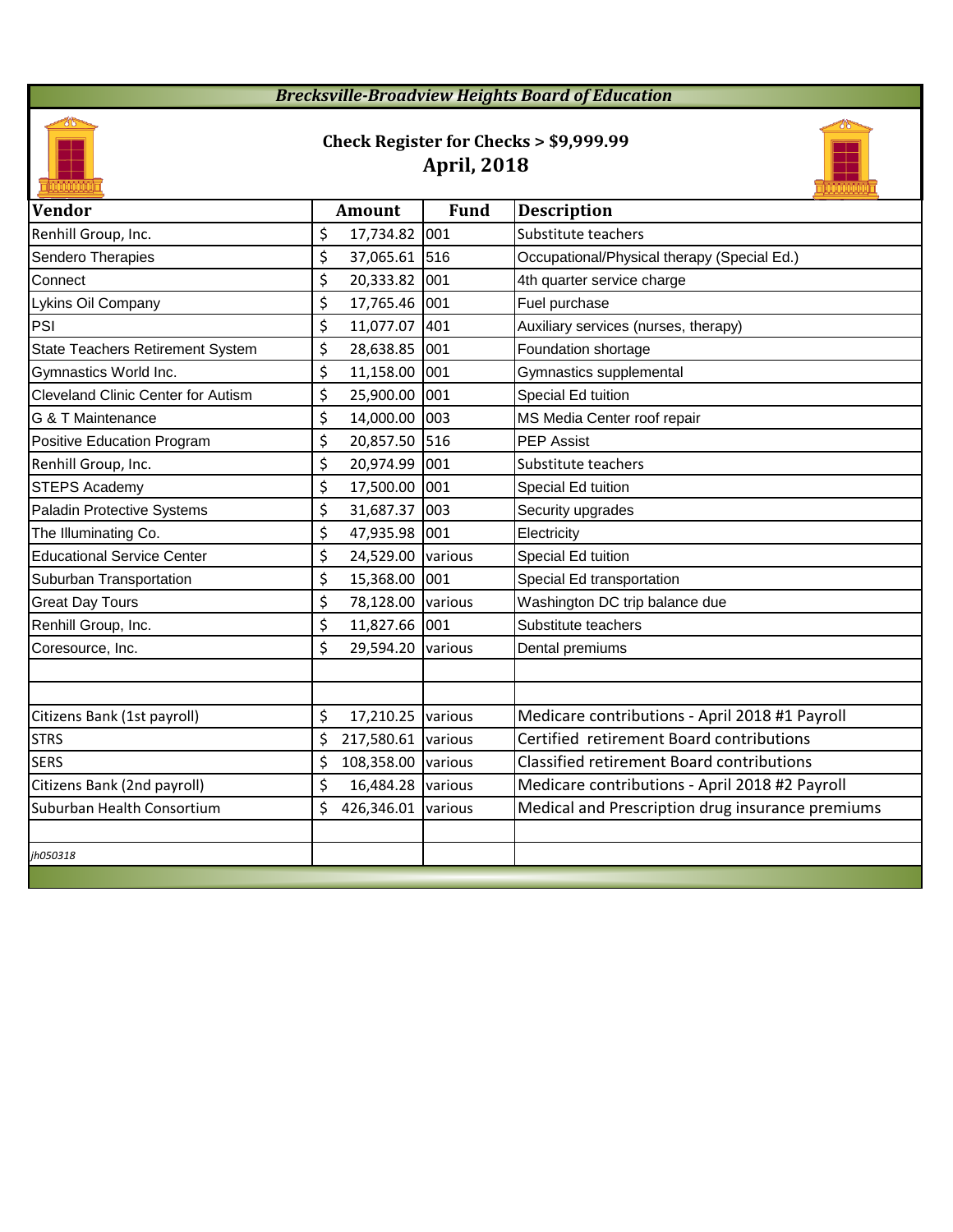*Brecksville-Broadview Heights Board of Education*

## Check Register for Checks > $9,999.99
## April, 2018

| Vendor | Amount | Fund | Description |
|---|---|---|---|
| Renhill Group, Inc. | $ 17,734.82 | 001 | Substitute teachers |
| Sendero Therapies | $ 37,065.61 | 516 | Occupational/Physical therapy (Special Ed.) |
| Connect | $ 20,333.82 | 001 | 4th quarter service charge |
| Lykins Oil Company | $ 17,765.46 | 001 | Fuel purchase |
| PSI | $ 11,077.07 | 401 | Auxiliary services (nurses, therapy) |
| State Teachers Retirement System | $ 28,638.85 | 001 | Foundation shortage |
| Gymnastics World Inc. | $ 11,158.00 | 001 | Gymnastics supplemental |
| Cleveland Clinic Center for Autism | $ 25,900.00 | 001 | Special Ed tuition |
| G & T Maintenance | $ 14,000.00 | 003 | MS Media Center roof repair |
| Positive Education Program | $ 20,857.50 | 516 | PEP Assist |
| Renhill Group, Inc. | $ 20,974.99 | 001 | Substitute teachers |
| STEPS Academy | $ 17,500.00 | 001 | Special Ed tuition |
| Paladin Protective Systems | $ 31,687.37 | 003 | Security upgrades |
| The Illuminating Co. | $ 47,935.98 | 001 | Electricity |
| Educational Service Center | $ 24,529.00 | various | Special Ed tuition |
| Suburban Transportation | $ 15,368.00 | 001 | Special Ed transportation |
| Great Day Tours | $ 78,128.00 | various | Washington DC trip balance due |
| Renhill Group, Inc. | $ 11,827.66 | 001 | Substitute teachers |
| Coresource, Inc. | $ 29,594.20 | various | Dental premiums |
| | | | |
| | | | |
| Citizens Bank (1st payroll) | $ 17,210.25 | various | Medicare contributions - April 2018 #1 Payroll |
| STRS | $ 217,580.61 | various | Certified retirement Board contributions |
| SERS | $ 108,358.00 | various | Classified retirement Board contributions |
| Citizens Bank (2nd payroll) | $ 16,484.28 | various | Medicare contributions - April 2018 #2 Payroll |
| Suburban Health Consortium | $ 426,346.01 | various | Medical and Prescription drug insurance premiums |
| | | | |
| *jh050318* | | | |